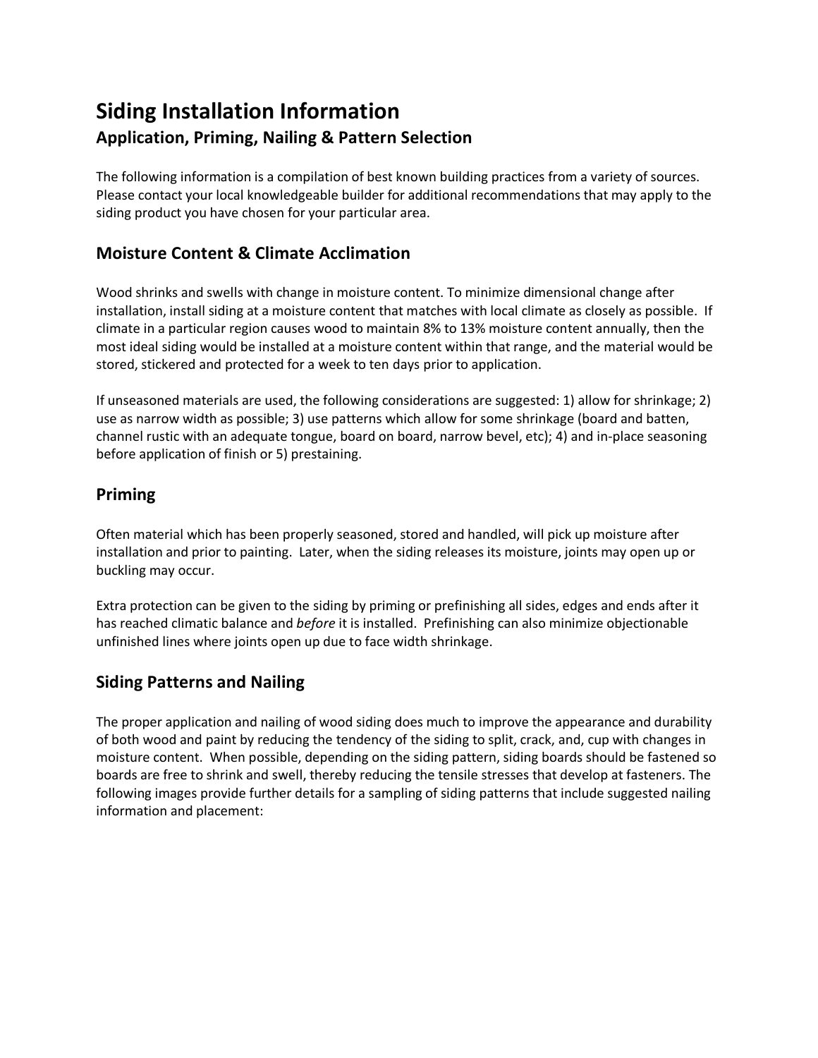# Siding Installation Information

## Application, Priming, Nailing & Pattern Selection

The following information is a compilation of best known building practices from a variety of sources. Please contact your local knowledgeable builder for additional recommendations that may apply to the siding product you have chosen for your particular area.

## Moisture Content & Climate Acclimation

Wood shrinks and swells with change in moisture content. To minimize dimensional change after installation, install siding at a moisture content that matches with local climate as closely as possible. If climate in a particular region causes wood to maintain 8% to 13% moisture content annually, then the most ideal siding would be installed at a moisture content within that range, and the material would be stored, stickered and protected for a week to ten days prior to application.

If unseasoned materials are used, the following considerations are suggested: 1) allow for shrinkage; 2) use as narrow width as possible; 3) use patterns which allow for some shrinkage (board and batten, channel rustic with an adequate tongue, board on board, narrow bevel, etc); 4) and in-place seasoning before application of finish or 5) prestaining.

## Priming

Often material which has been properly seasoned, stored and handled, will pick up moisture after installation and prior to painting. Later, when the siding releases its moisture, joints may open up or buckling may occur.

Extra protection can be given to the siding by priming or prefinishing all sides, edges and ends after it has reached climatic balance and *before* it is installed. Prefinishing can also minimize objectionable unfinished lines where joints open up due to face width shrinkage.

## Siding Patterns and Nailing

The proper application and nailing of wood siding does much to improve the appearance and durability of both wood and paint by reducing the tendency of the siding to split, crack, and, cup with changes in moisture content. When possible, depending on the siding pattern, siding boards should be fastened so boards are free to shrink and swell, thereby reducing the tensile stresses that develop at fasteners. The following images provide further details for a sampling of siding patterns that include suggested nailing information and placement: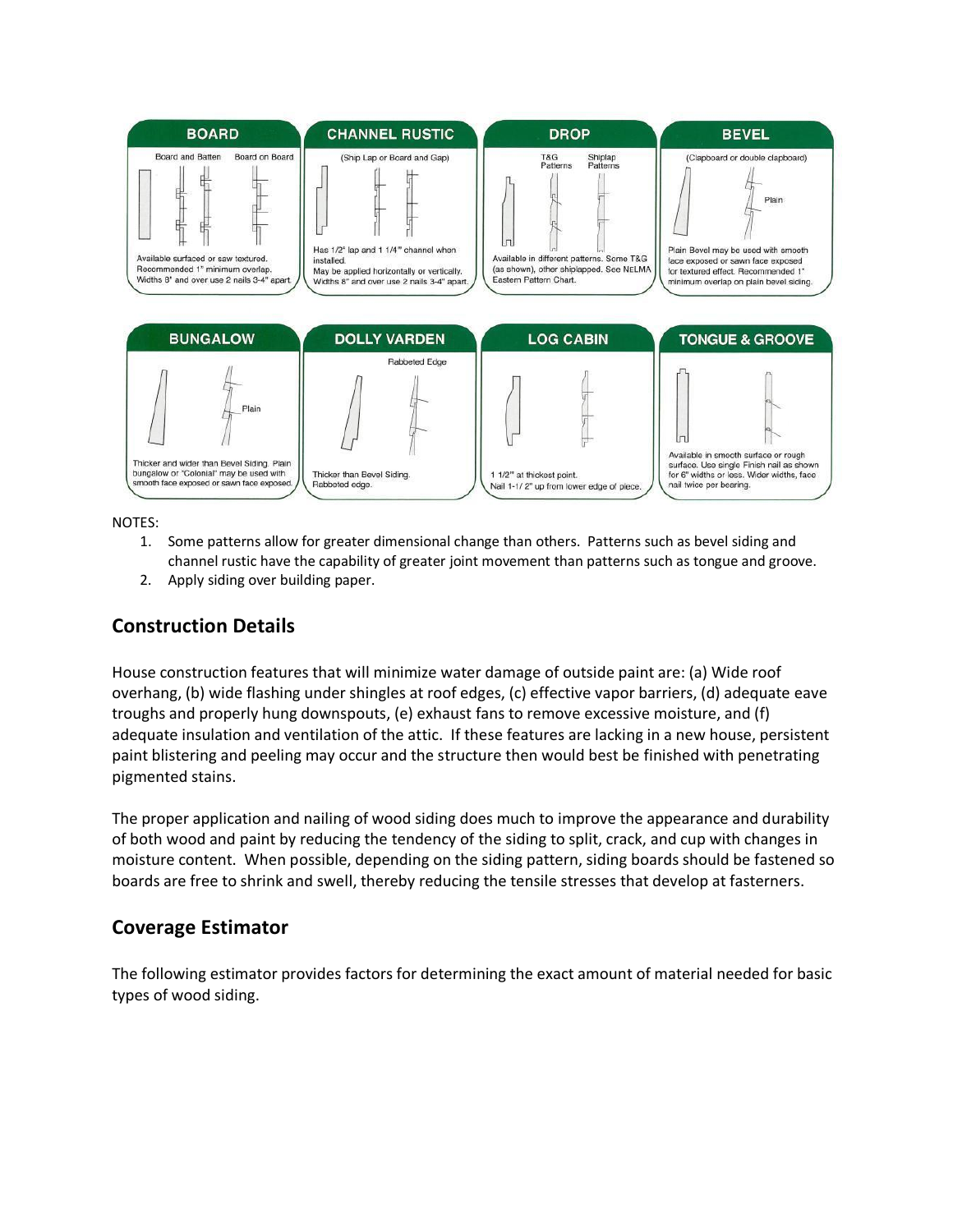**BOARD**

Board and Batten    Board on Board

Available surfaced or saw textured. Recommended 1" minimum overlap. Widths 8" and over use 2 nails 3-4" apart.

**CHANNEL RUSTIC**

(Ship Lap or Board and Gap)

Has 1/2" lap and 1 1/4" channel when installed. May be applied horizontally or vertically. Widths 8" and over use 2 nails 3-4" apart.

**DROP**

T&G Patterns    Shiplap Patterns

Available in different patterns. Some T&G (as shown), other shiplapped. See NELMA Eastern Pattern Chart.

**BEVEL**

(Clapboard or double clapboard)

Plain

Plain Bevel may be used with smooth face exposed or sawn face exposed for textured effect. Recommended 1" minimum overlap on plain bevel siding.

**BUNGALOW**

Plain

Thicker and wider than Bevel Siding. Plain bungalow or "Colonial" may be used with smooth face exposed or sawn face exposed.

**DOLLY VARDEN**

Rabbeted Edge

Thicker than Bevel Siding. Rabbeted edge.

**LOG CABIN**

1 1/2" at thickest point. Nail 1-1/2" up from lower edge of piece.

**TONGUE & GROOVE**

Available in smooth surface or rough surface. Use single Finish nail as shown for 6" widths or less. Wider widths, face nail twice per bearing.

NOTES:

1. Some patterns allow for greater dimensional change than others. Patterns such as bevel siding and channel rustic have the capability of greater joint movement than patterns such as tongue and groove.
2. Apply siding over building paper.

## Construction Details

House construction features that will minimize water damage of outside paint are: (a) Wide roof overhang, (b) wide flashing under shingles at roof edges, (c) effective vapor barriers, (d) adequate eave troughs and properly hung downspouts, (e) exhaust fans to remove excessive moisture, and (f) adequate insulation and ventilation of the attic. If these features are lacking in a new house, persistent paint blistering and peeling may occur and the structure then would best be finished with penetrating pigmented stains.

The proper application and nailing of wood siding does much to improve the appearance and durability of both wood and paint by reducing the tendency of the siding to split, crack, and cup with changes in moisture content. When possible, depending on the siding pattern, siding boards should be fastened so boards are free to shrink and swell, thereby reducing the tensile stresses that develop at fasteners.

## Coverage Estimator

The following estimator provides factors for determining the exact amount of material needed for basic types of wood siding.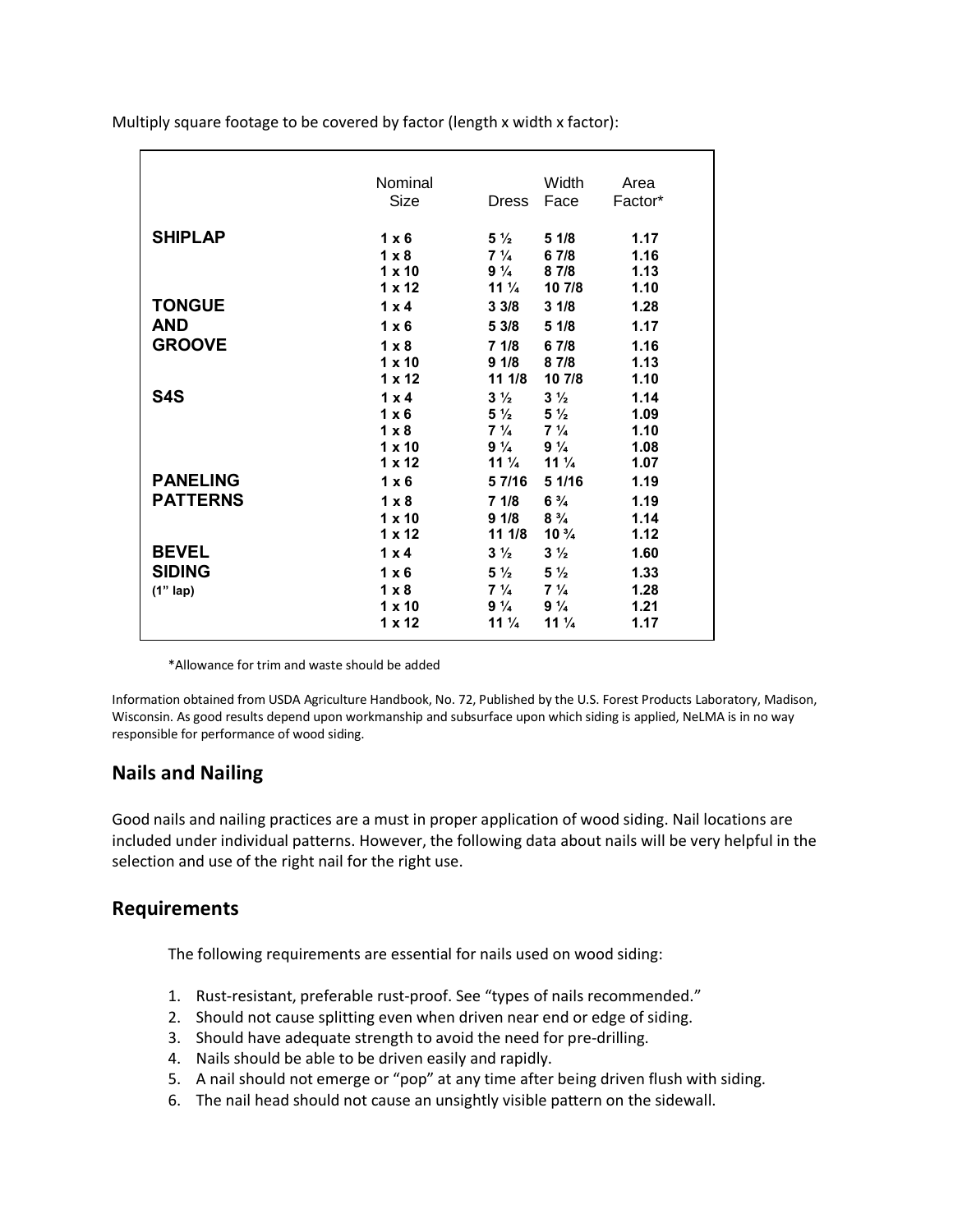Multiply square footage to be covered by factor (length x width x factor):

| | Nominal Size | Dress | Width Face | Area Factor* |
|---|---|---|---|---|
| **SHIPLAP** | **1 x 6** | **5 ½** | **5 1/8** | **1.17** |
| | **1 x 8** | **7 ¼** | **6 7/8** | **1.16** |
| | **1 x 10** | **9 ¼** | **8 7/8** | **1.13** |
| | **1 x 12** | **11 ¼** | **10 7/8** | **1.10** |
| **TONGUE AND GROOVE** | **1 x 4** | **3 3/8** | **3 1/8** | **1.28** |
| | **1 x 6** | **5 3/8** | **5 1/8** | **1.17** |
| | **1 x 8** | **7 1/8** | **6 7/8** | **1.16** |
| | **1 x 10** | **9 1/8** | **8 7/8** | **1.13** |
| | **1 x 12** | **11 1/8** | **10 7/8** | **1.10** |
| **S4S** | **1 x 4** | **3 ½** | **3 ½** | **1.14** |
| | **1 x 6** | **5 ½** | **5 ½** | **1.09** |
| | **1 x 8** | **7 ¼** | **7 ¼** | **1.10** |
| | **1 x 10** | **9 ¼** | **9 ¼** | **1.08** |
| | **1 x 12** | **11 ¼** | **11 ¼** | **1.07** |
| **PANELING PATTERNS** | **1 x 6** | **5 7/16** | **5 1/16** | **1.19** |
| | **1 x 8** | **7 1/8** | **6 ¾** | **1.19** |
| | **1 x 10** | **9 1/8** | **8 ¾** | **1.14** |
| | **1 x 12** | **11 1/8** | **10 ¾** | **1.12** |
| **BEVEL SIDING (1" lap)** | **1 x 4** | **3 ½** | **3 ½** | **1.60** |
| | **1 x 6** | **5 ½** | **5 ½** | **1.33** |
| | **1 x 8** | **7 ¼** | **7 ¼** | **1.28** |
| | **1 x 10** | **9 ¼** | **9 ¼** | **1.21** |
| | **1 x 12** | **11 ¼** | **11 ¼** | **1.17** |

*Allowance for trim and waste should be added

Information obtained from USDA Agriculture Handbook, No. 72, Published by the U.S. Forest Products Laboratory, Madison, Wisconsin. As good results depend upon workmanship and subsurface upon which siding is applied, NeLMA is in no way responsible for performance of wood siding.

## Nails and Nailing

Good nails and nailing practices are a must in proper application of wood siding. Nail locations are included under individual patterns. However, the following data about nails will be very helpful in the selection and use of the right nail for the right use.

## Requirements

The following requirements are essential for nails used on wood siding:

1. Rust-resistant, preferable rust-proof. See "types of nails recommended."
2. Should not cause splitting even when driven near end or edge of siding.
3. Should have adequate strength to avoid the need for pre-drilling.
4. Nails should be able to be driven easily and rapidly.
5. A nail should not emerge or "pop" at any time after being driven flush with siding.
6. The nail head should not cause an unsightly visible pattern on the sidewall.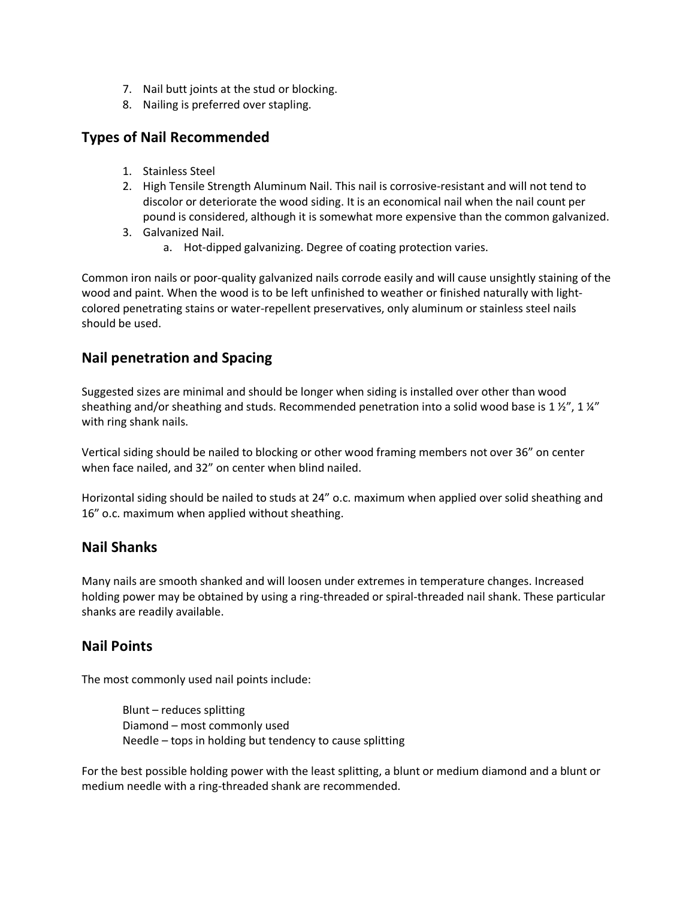7. Nail butt joints at the stud or blocking.
8. Nailing is preferred over stapling.

## Types of Nail Recommended

1. Stainless Steel
2. High Tensile Strength Aluminum Nail. This nail is corrosive-resistant and will not tend to discolor or deteriorate the wood siding. It is an economical nail when the nail count per pound is considered, although it is somewhat more expensive than the common galvanized.
3. Galvanized Nail.
   a. Hot-dipped galvanizing. Degree of coating protection varies.

Common iron nails or poor-quality galvanized nails corrode easily and will cause unsightly staining of the wood and paint. When the wood is to be left unfinished to weather or finished naturally with light-colored penetrating stains or water-repellent preservatives, only aluminum or stainless steel nails should be used.

## Nail penetration and Spacing

Suggested sizes are minimal and should be longer when siding is installed over other than wood sheathing and/or sheathing and studs. Recommended penetration into a solid wood base is 1 ½", 1 ¼" with ring shank nails.

Vertical siding should be nailed to blocking or other wood framing members not over 36" on center when face nailed, and 32" on center when blind nailed.

Horizontal siding should be nailed to studs at 24" o.c. maximum when applied over solid sheathing and 16" o.c. maximum when applied without sheathing.

## Nail Shanks

Many nails are smooth shanked and will loosen under extremes in temperature changes. Increased holding power may be obtained by using a ring-threaded or spiral-threaded nail shank. These particular shanks are readily available.

## Nail Points

The most commonly used nail points include:

Blunt – reduces splitting
Diamond – most commonly used
Needle – tops in holding but tendency to cause splitting

For the best possible holding power with the least splitting, a blunt or medium diamond and a blunt or medium needle with a ring-threaded shank are recommended.